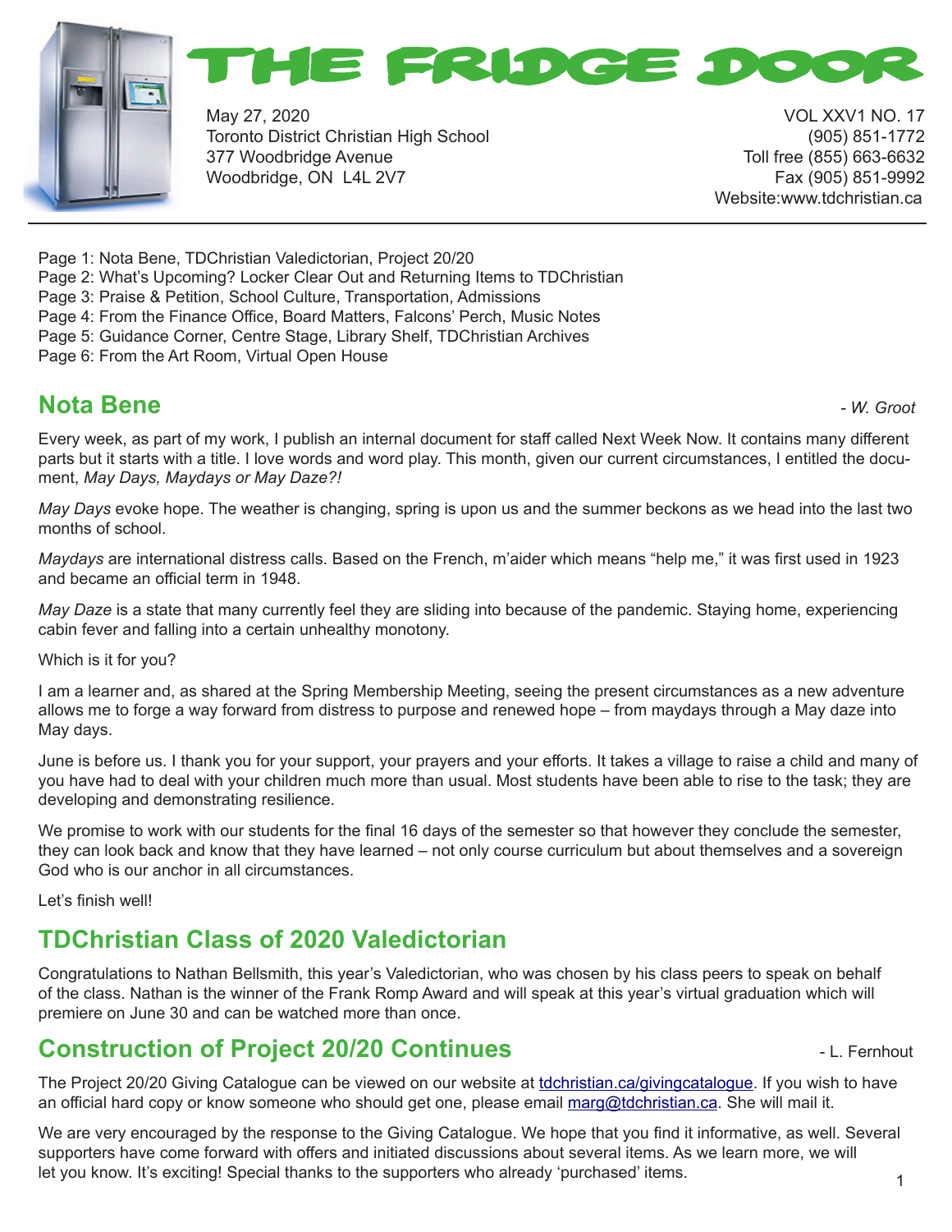# THE FRIDGE DOOR

May 27, 2020
Toronto District Christian High School
377 Woodbridge Avenue
Woodbridge, ON L4L 2V7

VOL XXV1 NO. 17
(905) 851-1772
Toll free (855) 663-6632
Fax (905) 851-9992
Website:www.tdchristian.ca

Page 1: Nota Bene, TDChristian Valedictorian, Project 20/20
Page 2: What's Upcoming? Locker Clear Out and Returning Items to TDChristian
Page 3: Praise & Petition, School Culture, Transportation, Admissions
Page 4: From the Finance Office, Board Matters, Falcons' Perch, Music Notes
Page 5: Guidance Corner, Centre Stage, Library Shelf, TDChristian Archives
Page 6: From the Art Room, Virtual Open House

## Nota Bene

*- W. Groot*

Every week, as part of my work, I publish an internal document for staff called Next Week Now. It contains many different parts but it starts with a title. I love words and word play. This month, given our current circumstances, I entitled the document, *May Days, Maydays or May Daze?!*

*May Days* evoke hope. The weather is changing, spring is upon us and the summer beckons as we head into the last two months of school.

*Maydays* are international distress calls. Based on the French, m'aider which means "help me," it was first used in 1923 and became an official term in 1948.

*May Daze* is a state that many currently feel they are sliding into because of the pandemic. Staying home, experiencing cabin fever and falling into a certain unhealthy monotony.

Which is it for you?

I am a learner and, as shared at the Spring Membership Meeting, seeing the present circumstances as a new adventure allows me to forge a way forward from distress to purpose and renewed hope – from maydays through a May daze into May days.

June is before us. I thank you for your support, your prayers and your efforts. It takes a village to raise a child and many of you have had to deal with your children much more than usual. Most students have been able to rise to the task; they are developing and demonstrating resilience.

We promise to work with our students for the final 16 days of the semester so that however they conclude the semester, they can look back and know that they have learned – not only course curriculum but about themselves and a sovereign God who is our anchor in all circumstances.

Let's finish well!

## TDChristian Class of 2020 Valedictorian

Congratulations to Nathan Bellsmith, this year's Valedictorian, who was chosen by his class peers to speak on behalf of the class. Nathan is the winner of the Frank Romp Award and will speak at this year's virtual graduation which will premiere on June 30 and can be watched more than once.

## Construction of Project 20/20 Continues

- L. Fernhout

The Project 20/20 Giving Catalogue can be viewed on our website at tdchristian.ca/givingcatalogue. If you wish to have an official hard copy or know someone who should get one, please email marg@tdchristian.ca. She will mail it.

We are very encouraged by the response to the Giving Catalogue. We hope that you find it informative, as well. Several supporters have come forward with offers and initiated discussions about several items. As we learn more, we will let you know. It's exciting! Special thanks to the supporters who already 'purchased' items.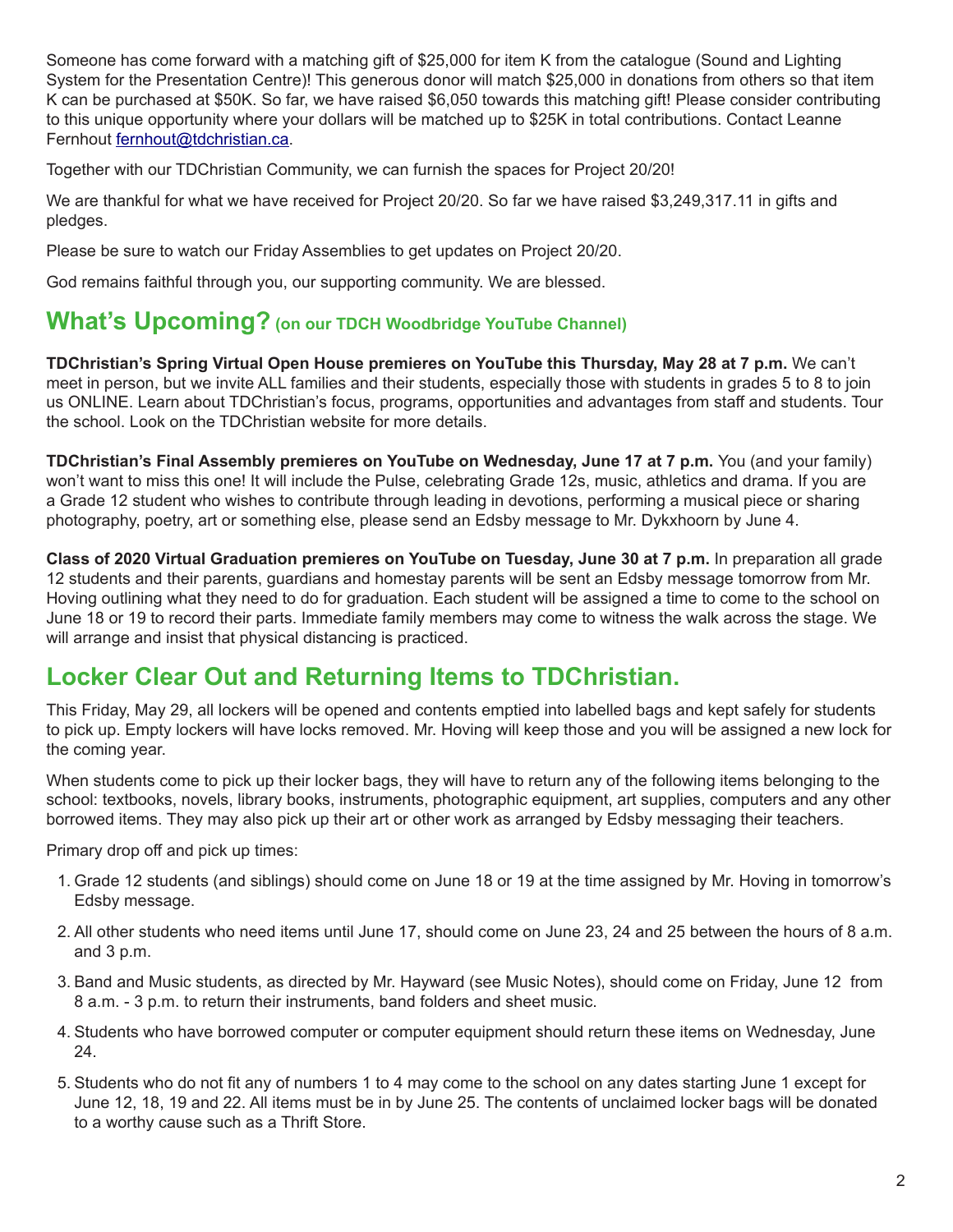Someone has come forward with a matching gift of $25,000 for item K from the catalogue (Sound and Lighting System for the Presentation Centre)! This generous donor will match $25,000 in donations from others so that item K can be purchased at $50K. So far, we have raised $6,050 towards this matching gift! Please consider contributing to this unique opportunity where your dollars will be matched up to $25K in total contributions. Contact Leanne Fernhout fernhout@tdchristian.ca.

Together with our TDChristian Community, we can furnish the spaces for Project 20/20!

We are thankful for what we have received for Project 20/20. So far we have raised $3,249,317.11 in gifts and pledges.

Please be sure to watch our Friday Assemblies to get updates on Project 20/20.

God remains faithful through you, our supporting community. We are blessed.

## What's Upcoming? (on our TDCH Woodbridge YouTube Channel)

**TDChristian's Spring Virtual Open House premieres on YouTube this Thursday, May 28 at 7 p.m.** We can't meet in person, but we invite ALL families and their students, especially those with students in grades 5 to 8 to join us ONLINE. Learn about TDChristian's focus, programs, opportunities and advantages from staff and students. Tour the school. Look on the TDChristian website for more details.

**TDChristian's Final Assembly premieres on YouTube on Wednesday, June 17 at 7 p.m.** You (and your family) won't want to miss this one! It will include the Pulse, celebrating Grade 12s, music, athletics and drama. If you are a Grade 12 student who wishes to contribute through leading in devotions, performing a musical piece or sharing photography, poetry, art or something else, please send an Edsby message to Mr. Dykxhoorn by June 4.

**Class of 2020 Virtual Graduation premieres on YouTube on Tuesday, June 30 at 7 p.m.** In preparation all grade 12 students and their parents, guardians and homestay parents will be sent an Edsby message tomorrow from Mr. Hoving outlining what they need to do for graduation. Each student will be assigned a time to come to the school on June 18 or 19 to record their parts. Immediate family members may come to witness the walk across the stage. We will arrange and insist that physical distancing is practiced.

## Locker Clear Out and Returning Items to TDChristian.

This Friday, May 29, all lockers will be opened and contents emptied into labelled bags and kept safely for students to pick up. Empty lockers will have locks removed. Mr. Hoving will keep those and you will be assigned a new lock for the coming year.

When students come to pick up their locker bags, they will have to return any of the following items belonging to the school: textbooks, novels, library books, instruments, photographic equipment, art supplies, computers and any other borrowed items. They may also pick up their art or other work as arranged by Edsby messaging their teachers.

Primary drop off and pick up times:

1. Grade 12 students (and siblings) should come on June 18 or 19 at the time assigned by Mr. Hoving in tomorrow's Edsby message.
2. All other students who need items until June 17, should come on June 23, 24 and 25 between the hours of 8 a.m. and 3 p.m.
3. Band and Music students, as directed by Mr. Hayward (see Music Notes), should come on Friday, June 12 from 8 a.m. - 3 p.m. to return their instruments, band folders and sheet music.
4. Students who have borrowed computer or computer equipment should return these items on Wednesday, June 24.
5. Students who do not fit any of numbers 1 to 4 may come to the school on any dates starting June 1 except for June 12, 18, 19 and 22. All items must be in by June 25. The contents of unclaimed locker bags will be donated to a worthy cause such as a Thrift Store.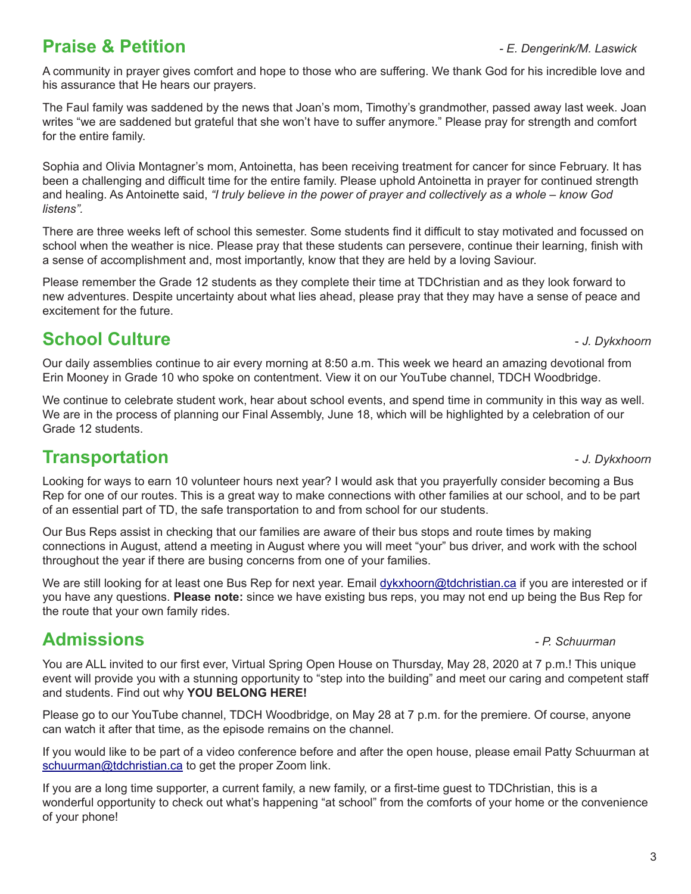## Praise & Petition

*- E. Dengerink/M. Laswick*

A community in prayer gives comfort and hope to those who are suffering. We thank God for his incredible love and his assurance that He hears our prayers.

The Faul family was saddened by the news that Joan's mom, Timothy's grandmother, passed away last week. Joan writes "we are saddened but grateful that she won't have to suffer anymore." Please pray for strength and comfort for the entire family.

Sophia and Olivia Montagner's mom, Antoinetta, has been receiving treatment for cancer for since February. It has been a challenging and difficult time for the entire family. Please uphold Antoinetta in prayer for continued strength and healing. As Antoinette said, *"I truly believe in the power of prayer and collectively as a whole – know God listens".*

There are three weeks left of school this semester. Some students find it difficult to stay motivated and focussed on school when the weather is nice. Please pray that these students can persevere, continue their learning, finish with a sense of accomplishment and, most importantly, know that they are held by a loving Saviour.

Please remember the Grade 12 students as they complete their time at TDChristian and as they look forward to new adventures. Despite uncertainty about what lies ahead, please pray that they may have a sense of peace and excitement for the future.

## School Culture

*- J. Dykxhoorn*

Our daily assemblies continue to air every morning at 8:50 a.m. This week we heard an amazing devotional from Erin Mooney in Grade 10 who spoke on contentment. View it on our YouTube channel, TDCH Woodbridge.

We continue to celebrate student work, hear about school events, and spend time in community in this way as well. We are in the process of planning our Final Assembly, June 18, which will be highlighted by a celebration of our Grade 12 students.

## Transportation

*- J. Dykxhoorn*

Looking for ways to earn 10 volunteer hours next year? I would ask that you prayerfully consider becoming a Bus Rep for one of our routes. This is a great way to make connections with other families at our school, and to be part of an essential part of TD, the safe transportation to and from school for our students.

Our Bus Reps assist in checking that our families are aware of their bus stops and route times by making connections in August, attend a meeting in August where you will meet "your" bus driver, and work with the school throughout the year if there are busing concerns from one of your families.

We are still looking for at least one Bus Rep for next year. Email dykxhoorn@tdchristian.ca if you are interested or if you have any questions. **Please note:** since we have existing bus reps, you may not end up being the Bus Rep for the route that your own family rides.

## Admissions

*- P. Schuurman*

You are ALL invited to our first ever, Virtual Spring Open House on Thursday, May 28, 2020 at 7 p.m.! This unique event will provide you with a stunning opportunity to "step into the building" and meet our caring and competent staff and students. Find out why **YOU BELONG HERE!**

Please go to our YouTube channel, TDCH Woodbridge, on May 28 at 7 p.m. for the premiere. Of course, anyone can watch it after that time, as the episode remains on the channel.

If you would like to be part of a video conference before and after the open house, please email Patty Schuurman at schuurman@tdchristian.ca to get the proper Zoom link.

If you are a long time supporter, a current family, a new family, or a first-time guest to TDChristian, this is a wonderful opportunity to check out what's happening "at school" from the comforts of your home or the convenience of your phone!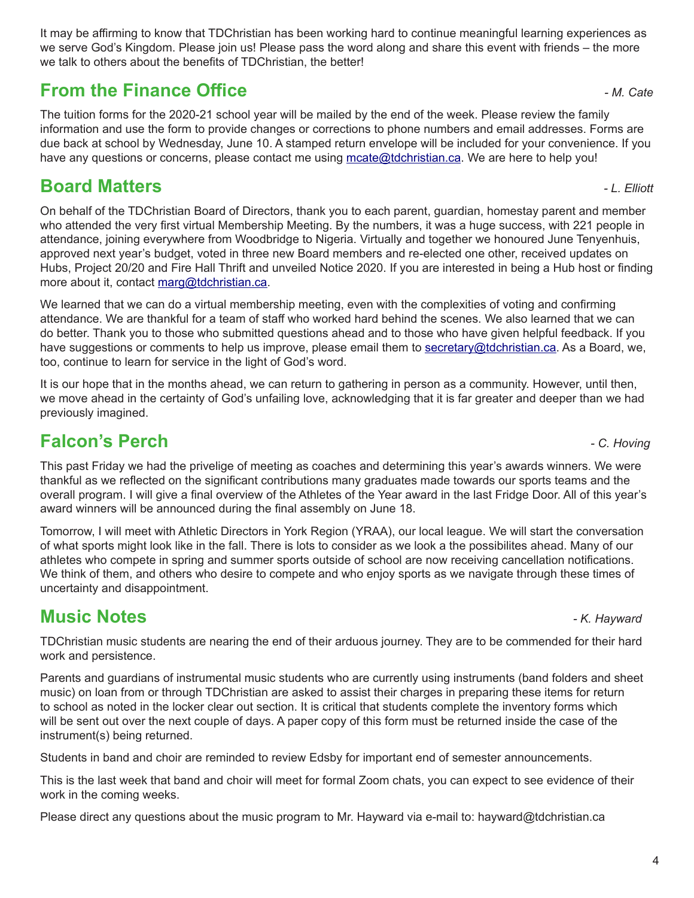It may be affirming to know that TDChristian has been working hard to continue meaningful learning experiences as we serve God's Kingdom. Please join us! Please pass the word along and share this event with friends – the more we talk to others about the benefits of TDChristian, the better!

## From the Finance Office

*- M. Cate*

The tuition forms for the 2020-21 school year will be mailed by the end of the week. Please review the family information and use the form to provide changes or corrections to phone numbers and email addresses. Forms are due back at school by Wednesday, June 10. A stamped return envelope will be included for your convenience. If you have any questions or concerns, please contact me using [mcate@tdchristian.ca](mailto:mcate@tdchristian.ca). We are here to help you!

## Board Matters

*- L. Elliott*

On behalf of the TDChristian Board of Directors, thank you to each parent, guardian, homestay parent and member who attended the very first virtual Membership Meeting. By the numbers, it was a huge success, with 221 people in attendance, joining everywhere from Woodbridge to Nigeria. Virtually and together we honoured June Tenyenhuis, approved next year's budget, voted in three new Board members and re-elected one other, received updates on Hubs, Project 20/20 and Fire Hall Thrift and unveiled Notice 2020. If you are interested in being a Hub host or finding more about it, contact [marg@tdchristian.ca](mailto:marg@tdchristian.ca).

We learned that we can do a virtual membership meeting, even with the complexities of voting and confirming attendance. We are thankful for a team of staff who worked hard behind the scenes. We also learned that we can do better. Thank you to those who submitted questions ahead and to those who have given helpful feedback. If you have suggestions or comments to help us improve, please email them to [secretary@tdchristian.ca](mailto:secretary@tdchristian.ca). As a Board, we, too, continue to learn for service in the light of God's word.

It is our hope that in the months ahead, we can return to gathering in person as a community. However, until then, we move ahead in the certainty of God's unfailing love, acknowledging that it is far greater and deeper than we had previously imagined.

## Falcon's Perch

*- C. Hoving*

This past Friday we had the privelige of meeting as coaches and determining this year's awards winners. We were thankful as we reflected on the significant contributions many graduates made towards our sports teams and the overall program. I will give a final overview of the Athletes of the Year award in the last Fridge Door. All of this year's award winners will be announced during the final assembly on June 18.

Tomorrow, I will meet with Athletic Directors in York Region (YRAA), our local league. We will start the conversation of what sports might look like in the fall. There is lots to consider as we look a the possibilites ahead. Many of our athletes who compete in spring and summer sports outside of school are now receiving cancellation notifications. We think of them, and others who desire to compete and who enjoy sports as we navigate through these times of uncertainty and disappointment.

## Music Notes

*- K. Hayward*

TDChristian music students are nearing the end of their arduous journey. They are to be commended for their hard work and persistence.

Parents and guardians of instrumental music students who are currently using instruments (band folders and sheet music) on loan from or through TDChristian are asked to assist their charges in preparing these items for return to school as noted in the locker clear out section. It is critical that students complete the inventory forms which will be sent out over the next couple of days. A paper copy of this form must be returned inside the case of the instrument(s) being returned.

Students in band and choir are reminded to review Edsby for important end of semester announcements.

This is the last week that band and choir will meet for formal Zoom chats, you can expect to see evidence of their work in the coming weeks.

Please direct any questions about the music program to Mr. Hayward via e-mail to: hayward@tdchristian.ca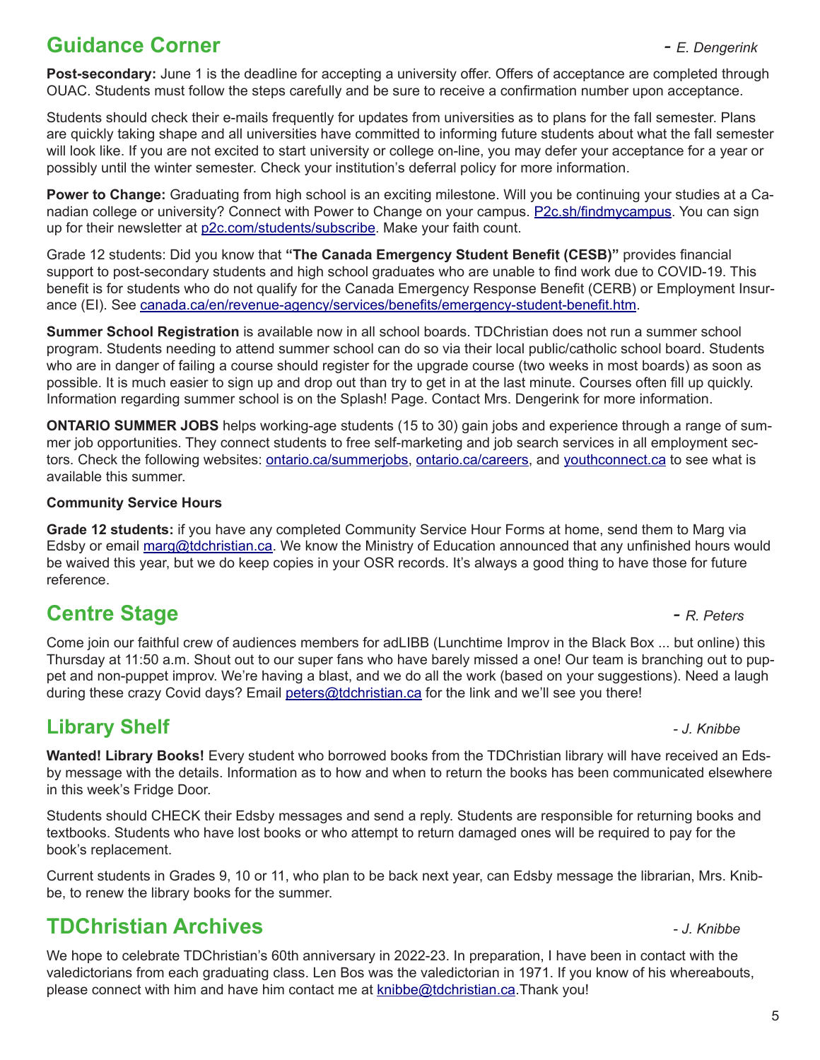## Guidance Corner

*- E. Dengerink*

**Post-secondary:** June 1 is the deadline for accepting a university offer. Offers of acceptance are completed through OUAC. Students must follow the steps carefully and be sure to receive a confirmation number upon acceptance.

Students should check their e-mails frequently for updates from universities as to plans for the fall semester. Plans are quickly taking shape and all universities have committed to informing future students about what the fall semester will look like. If you are not excited to start university or college on-line, you may defer your acceptance for a year or possibly until the winter semester. Check your institution's deferral policy for more information.

**Power to Change:** Graduating from high school is an exciting milestone. Will you be continuing your studies at a Canadian college or university? Connect with Power to Change on your campus. P2c.sh/findmycampus. You can sign up for their newsletter at p2c.com/students/subscribe. Make your faith count.

Grade 12 students: Did you know that **"The Canada Emergency Student Benefit (CESB)"** provides financial support to post-secondary students and high school graduates who are unable to find work due to COVID-19. This benefit is for students who do not qualify for the Canada Emergency Response Benefit (CERB) or Employment Insurance (EI). See canada.ca/en/revenue-agency/services/benefits/emergency-student-benefit.htm.

**Summer School Registration** is available now in all school boards. TDChristian does not run a summer school program. Students needing to attend summer school can do so via their local public/catholic school board. Students who are in danger of failing a course should register for the upgrade course (two weeks in most boards) as soon as possible. It is much easier to sign up and drop out than try to get in at the last minute. Courses often fill up quickly. Information regarding summer school is on the Splash! Page. Contact Mrs. Dengerink for more information.

**ONTARIO SUMMER JOBS** helps working-age students (15 to 30) gain jobs and experience through a range of summer job opportunities. They connect students to free self-marketing and job search services in all employment sectors. Check the following websites: ontario.ca/summerjobs, ontario.ca/careers, and youthconnect.ca to see what is available this summer.

**Community Service Hours**

**Grade 12 students:** if you have any completed Community Service Hour Forms at home, send them to Marg via Edsby or email marg@tdchristian.ca. We know the Ministry of Education announced that any unfinished hours would be waived this year, but we do keep copies in your OSR records. It's always a good thing to have those for future reference.

## Centre Stage

*- R. Peters*

Come join our faithful crew of audiences members for adLIBB (Lunchtime Improv in the Black Box ... but online) this Thursday at 11:50 a.m. Shout out to our super fans who have barely missed a one! Our team is branching out to puppet and non-puppet improv. We're having a blast, and we do all the work (based on your suggestions). Need a laugh during these crazy Covid days? Email peters@tdchristian.ca for the link and we'll see you there!

## Library Shelf

*- J. Knibbe*

**Wanted! Library Books!** Every student who borrowed books from the TDChristian library will have received an Edsby message with the details. Information as to how and when to return the books has been communicated elsewhere in this week's Fridge Door.

Students should CHECK their Edsby messages and send a reply. Students are responsible for returning books and textbooks. Students who have lost books or who attempt to return damaged ones will be required to pay for the book's replacement.

Current students in Grades 9, 10 or 11, who plan to be back next year, can Edsby message the librarian, Mrs. Knibbe, to renew the library books for the summer.

## TDChristian Archives

*- J. Knibbe*

We hope to celebrate TDChristian's 60th anniversary in 2022-23. In preparation, I have been in contact with the valedictorians from each graduating class. Len Bos was the valedictorian in 1971. If you know of his whereabouts, please connect with him and have him contact me at knibbe@tdchristian.ca.Thank you!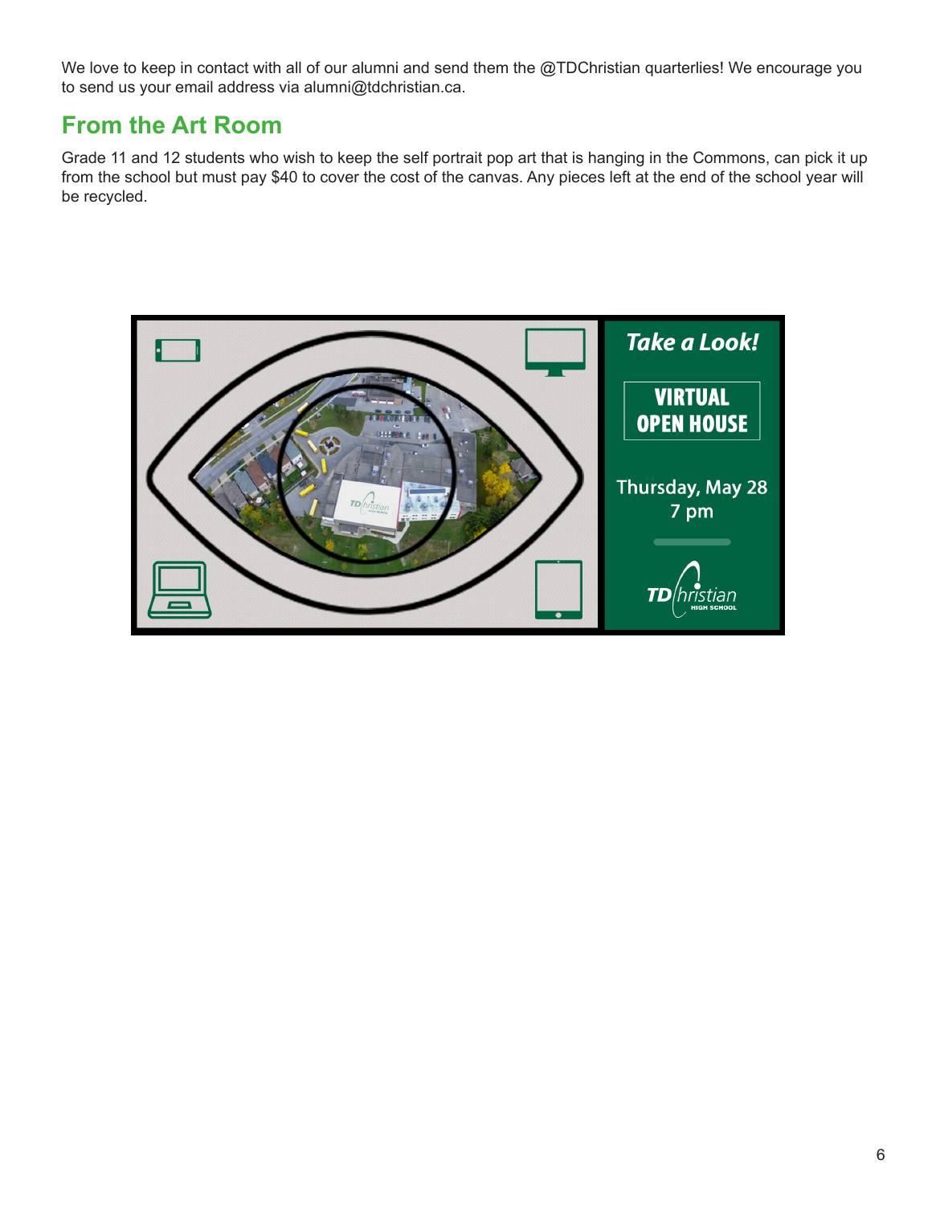We love to keep in contact with all of our alumni and send them the @TDChristian quarterlies! We encourage you to send us your email address via alumni@tdchristian.ca.

## From the Art Room

Grade 11 and 12 students who wish to keep the self portrait pop art that is hanging in the Commons, can pick it up from the school but must pay $40 to cover the cost of the canvas. Any pieces left at the end of the school year will be recycled.

*Take a Look!*

**VIRTUAL OPEN HOUSE**

Thursday, May 28
7 pm

TDChristian HIGH SCHOOL